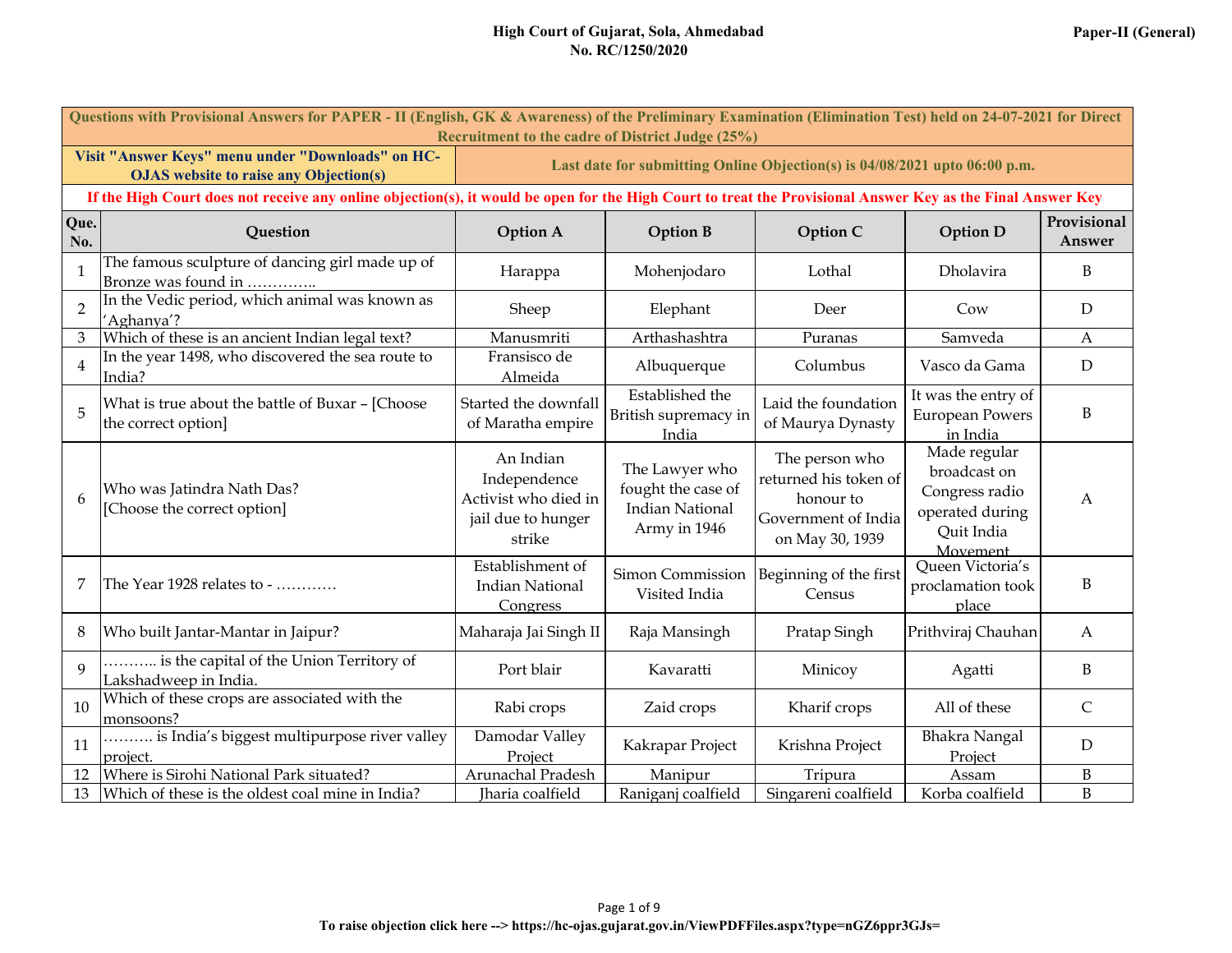**High Court of Gujarat, Sola, Ahmedabad**
**No. RC/1250/2020**

**Paper-II (General)**

**Questions with Provisional Answers for PAPER - II (English, GK & Awareness) of the Preliminary Examination (Elimination Test) held on 24-07-2021 for Direct Recruitment to the cadre of District Judge (25%)**

**Visit "Answer Keys" menu under "Downloads" on HC-OJAS website to raise any Objection(s)**

**Last date for submitting Online Objection(s) is 04/08/2021 upto 06:00 p.m.**

**If the High Court does not receive any online objection(s), it would be open for the High Court to treat the Provisional Answer Key as the Final Answer Key**

| Que. No. | Question | Option A | Option B | Option C | Option D | Provisional Answer |
|---|---|---|---|---|---|---|
| 1 | The famous sculpture of dancing girl made up of Bronze was found in ………….. | Harappa | Mohenjodaro | Lothal | Dholavira | B |
| 2 | In the Vedic period, which animal was known as 'Aghanya'? | Sheep | Elephant | Deer | Cow | D |
| 3 | Which of these is an ancient Indian legal text? | Manusmriti | Arthashashtra | Puranas | Samveda | A |
| 4 | In the year 1498, who discovered the sea route to India? | Fransisco de Almeida | Albuquerque | Columbus | Vasco da Gama | D |
| 5 | What is true about the battle of Buxar – [Choose the correct option] | Started the downfall of Maratha empire | Established the British supremacy in India | Laid the foundation of Maurya Dynasty | It was the entry of European Powers in India | B |
| 6 | Who was Jatindra Nath Das? [Choose the correct option] | An Indian Independence Activist who died in jail due to hunger strike | The Lawyer who fought the case of Indian National Army in 1946 | The person who returned his token of honour to Government of India on May 30, 1939 | Made regular broadcast on Congress radio operated during Quit India Movement | A |
| 7 | The Year 1928 relates to - ………… | Establishment of Indian National Congress | Simon Commission Visited India | Beginning of the first Census | Queen Victoria's proclamation took place | B |
| 8 | Who built Jantar-Mantar in Jaipur? | Maharaja Jai Singh II | Raja Mansingh | Pratap Singh | Prithviraj Chauhan | A |
| 9 | ……….. is the capital of the Union Territory of Lakshadweep in India. | Port blair | Kavaratti | Minicoy | Agatti | B |
| 10 | Which of these crops are associated with the monsoons? | Rabi crops | Zaid crops | Kharif crops | All of these | C |
| 11 | ………. is India's biggest multipurpose river valley project. | Damodar Valley Project | Kakrapar Project | Krishna Project | Bhakra Nangal Project | D |
| 12 | Where is Sirohi National Park situated? | Arunachal Pradesh | Manipur | Tripura | Assam | B |
| 13 | Which of these is the oldest coal mine in India? | Jharia coalfield | Raniganj coalfield | Singareni coalfield | Korba coalfield | B |

**To raise objection click here --> https://hc-ojas.gujarat.gov.in/ViewPDFFiles.aspx?type=nGZ6ppr3GJs=**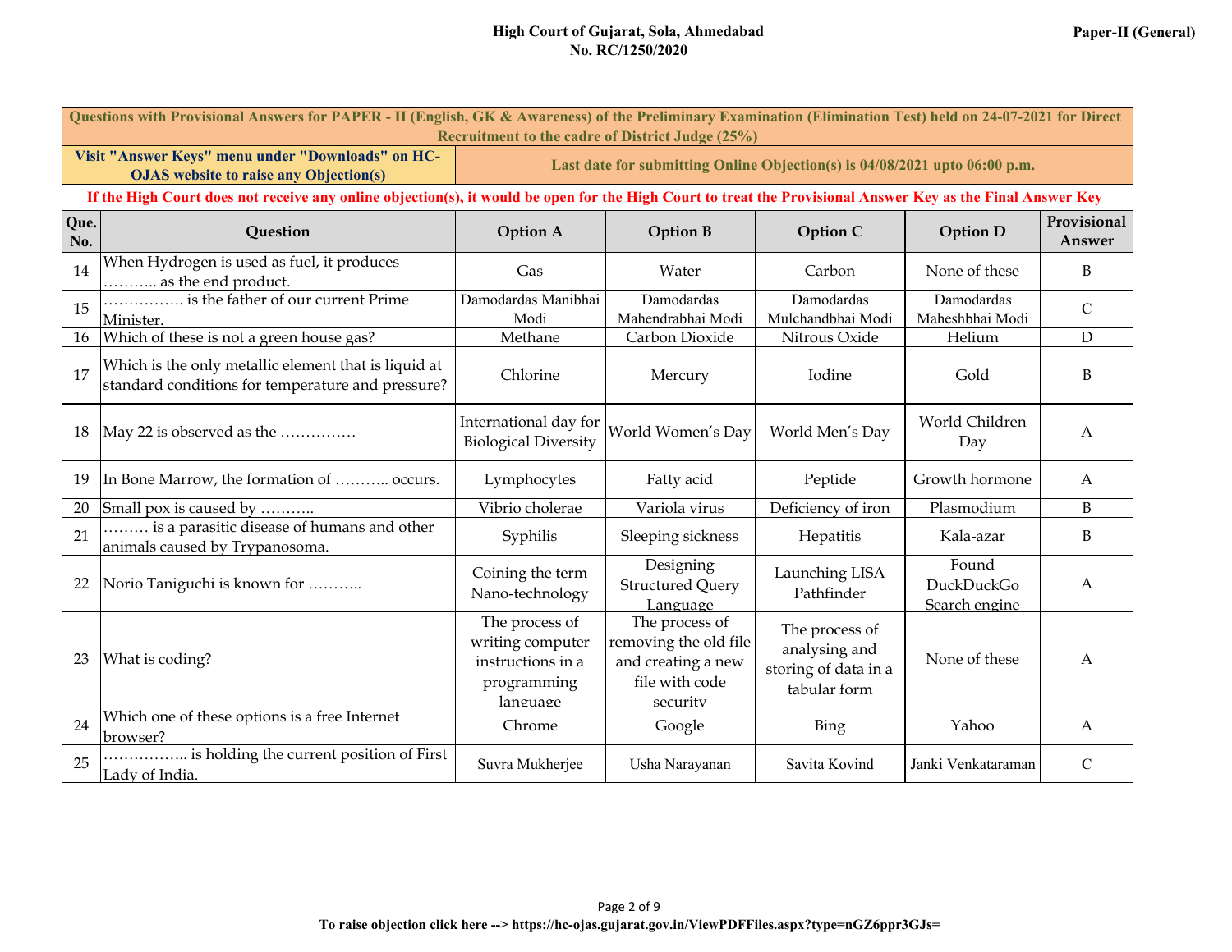High Court of Gujarat, Sola, Ahmedabad
No. RC/1250/2020

Paper-II (General)

| Questions with Provisional Answers for PAPER - II (English, GK & Awareness) of the Preliminary Examination (Elimination Test) held on 24-07-2021 for Direct Recruitment to the cadre of District Judge (25%) | | | | | | |
|---|---|---|---|---|---|---|
| Visit "Answer Keys" menu under "Downloads" on HC-OJAS website to raise any Objection(s) | | Last date for submitting Online Objection(s) is 04/08/2021 upto 06:00 p.m. | | | | |
| If the High Court does not receive any online objection(s), it would be open for the High Court to treat the Provisional Answer Key as the Final Answer Key | | | | | | |
| **Que. No.** | **Question** | **Option A** | **Option B** | **Option C** | **Option D** | **Provisional Answer** |
| 14 | When Hydrogen is used as fuel, it produces ……….. as the end product. | Gas | Water | Carbon | None of these | B |
| 15 | ……………. is the father of our current Prime Minister. | Damodardas Manibhai Modi | Damodardas Mahendrabhai Modi | Damodardas Mulchandbhai Modi | Damodardas Maheshbhai Modi | C |
| 16 | Which of these is not a green house gas? | Methane | Carbon Dioxide | Nitrous Oxide | Helium | D |
| 17 | Which is the only metallic element that is liquid at standard conditions for temperature and pressure? | Chlorine | Mercury | Iodine | Gold | B |
| 18 | May 22 is observed as the …………… | International day for Biological Diversity | World Women's Day | World Men's Day | World Children Day | A |
| 19 | In Bone Marrow, the formation of ……….. occurs. | Lymphocytes | Fatty acid | Peptide | Growth hormone | A |
| 20 | Small pox is caused by ……….. | Vibrio cholerae | Variola virus | Deficiency of iron | Plasmodium | B |
| 21 | ……… is a parasitic disease of humans and other animals caused by Trypanosoma. | Syphilis | Sleeping sickness | Hepatitis | Kala-azar | B |
| 22 | Norio Taniguchi is known for ……….. | Coining the term Nano-technology | Designing Structured Query Language | Launching LISA Pathfinder | Found DuckDuckGo Search engine | A |
| 23 | What is coding? | The process of writing computer instructions in a programming language | The process of removing the old file and creating a new file with code security | The process of analysing and storing of data in a tabular form | None of these | A |
| 24 | Which one of these options is a free Internet browser? | Chrome | Google | Bing | Yahoo | A |
| 25 | …………….. is holding the current position of First Lady of India. | Suvra Mukherjee | Usha Narayanan | Savita Kovind | Janki Venkataraman | C |

To raise objection click here --> https://hc-ojas.gujarat.gov.in/ViewPDFFiles.aspx?type=nGZ6ppr3GJs=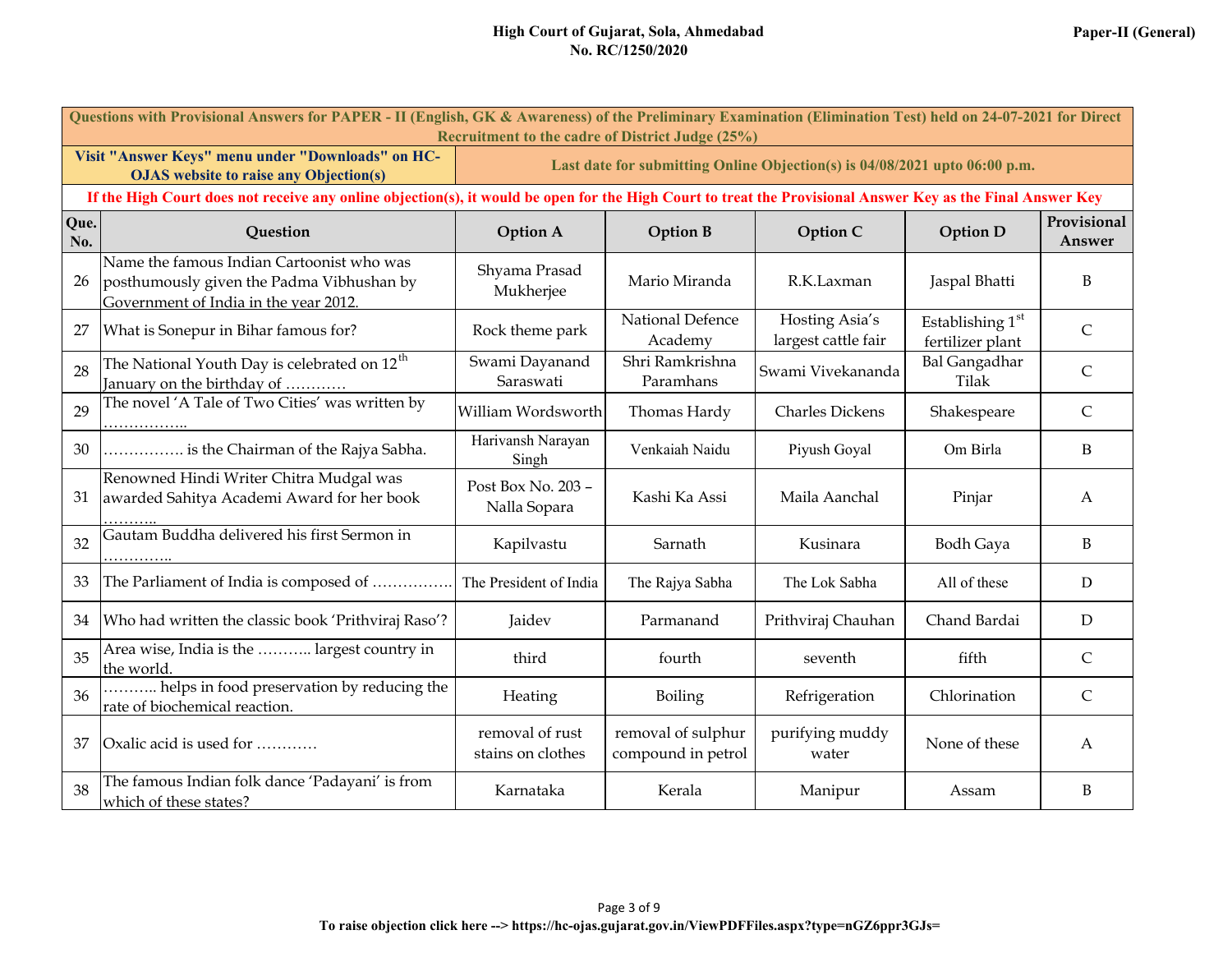**High Court of Gujarat, Sola, Ahmedabad**
**No. RC/1250/2020**

**Paper-II (General)**

| Questions with Provisional Answers for PAPER - II (English, GK & Awareness) of the Preliminary Examination (Elimination Test) held on 24-07-2021 for Direct Recruitment to the cadre of District Judge (25%) | | | | | | |
|---|---|---|---|---|---|---|
| Visit "Answer Keys" menu under "Downloads" on HC-OJAS website to raise any Objection(s) | | Last date for submitting Online Objection(s) is 04/08/2021 upto 06:00 p.m. | | | | |
| If the High Court does not receive any online objection(s), it would be open for the High Court to treat the Provisional Answer Key as the Final Answer Key | | | | | | |
| **Que. No.** | **Question** | **Option A** | **Option B** | **Option C** | **Option D** | **Provisional Answer** |
| 26 | Name the famous Indian Cartoonist who was posthumously given the Padma Vibhushan by Government of India in the year 2012. | Shyama Prasad Mukherjee | Mario Miranda | R.K.Laxman | Jaspal Bhatti | B |
| 27 | What is Sonepur in Bihar famous for? | Rock theme park | National Defence Academy | Hosting Asia's largest cattle fair | Establishing 1st fertilizer plant | C |
| 28 | The National Youth Day is celebrated on 12th January on the birthday of ………… | Swami Dayanand Saraswati | Shri Ramkrishna Paramhans | Swami Vivekananda | Bal Gangadhar Tilak | C |
| 29 | The novel 'A Tale of Two Cities' was written by …………….. | William Wordsworth | Thomas Hardy | Charles Dickens | Shakespeare | C |
| 30 | ……………. is the Chairman of the Rajya Sabha. | Harivansh Narayan Singh | Venkaiah Naidu | Piyush Goyal | Om Birla | B |
| 31 | Renowned Hindi Writer Chitra Mudgal was awarded Sahitya Academi Award for her book ……….. | Post Box No. 203 – Nalla Sopara | Kashi Ka Assi | Maila Aanchal | Pinjar | A |
| 32 | Gautam Buddha delivered his first Sermon in ………….. | Kapilvastu | Sarnath | Kusinara | Bodh Gaya | B |
| 33 | The Parliament of India is composed of ……………. | The President of India | The Rajya Sabha | The Lok Sabha | All of these | D |
| 34 | Who had written the classic book 'Prithviraj Raso'? | Jaidev | Parmanand | Prithviraj Chauhan | Chand Bardai | D |
| 35 | Area wise, India is the ……….. largest country in the world. | third | fourth | seventh | fifth | C |
| 36 | ……….. helps in food preservation by reducing the rate of biochemical reaction. | Heating | Boiling | Refrigeration | Chlorination | C |
| 37 | Oxalic acid is used for ………… | removal of rust stains on clothes | removal of sulphur compound in petrol | purifying muddy water | None of these | A |
| 38 | The famous Indian folk dance 'Padayani' is from which of these states? | Karnataka | Kerala | Manipur | Assam | B |

**To raise objection click here --> https://hc-ojas.gujarat.gov.in/ViewPDFFiles.aspx?type=nGZ6ppr3GJs=**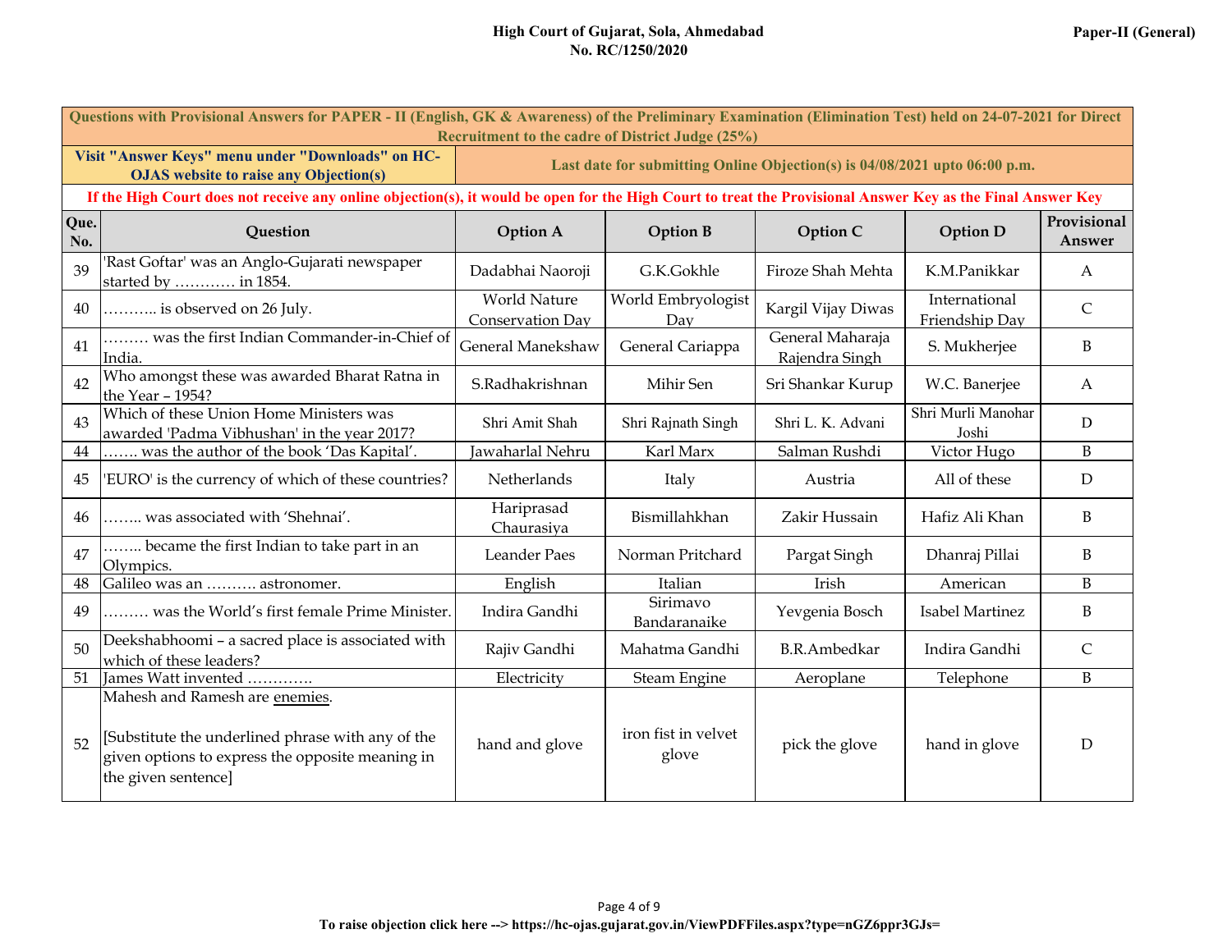**High Court of Gujarat, Sola, Ahmedabad**
**No. RC/1250/2020**

**Paper-II (General)**

**Questions with Provisional Answers for PAPER - II (English, GK & Awareness) of the Preliminary Examination (Elimination Test) held on 24-07-2021 for Direct Recruitment to the cadre of District Judge (25%)**

| Visit "Answer Keys" menu under "Downloads" on HC-OJAS website to raise any Objection(s) | Last date for submitting Online Objection(s) is 04/08/2021 upto 06:00 p.m. |
|---|---|

**If the High Court does not receive any online objection(s), it would be open for the High Court to treat the Provisional Answer Key as the Final Answer Key**

| Que. No. | Question | Option A | Option B | Option C | Option D | Provisional Answer |
|---|---|---|---|---|---|---|
| 39 | 'Rast Goftar' was an Anglo-Gujarati newspaper started by ………… in 1854. | Dadabhai Naoroji | G.K.Gokhle | Firoze Shah Mehta | K.M.Panikkar | A |
| 40 | ……….. is observed on 26 July. | World Nature Conservation Day | World Embryologist Day | Kargil Vijay Diwas | International Friendship Day | C |
| 41 | ……… was the first Indian Commander-in-Chief of India. | General Manekshaw | General Cariappa | General Maharaja Rajendra Singh | S. Mukherjee | B |
| 42 | Who amongst these was awarded Bharat Ratna in the Year – 1954? | S.Radhakrishnan | Mihir Sen | Sri Shankar Kurup | W.C. Banerjee | A |
| 43 | Which of these Union Home Ministers was awarded 'Padma Vibhushan' in the year 2017? | Shri Amit Shah | Shri Rajnath Singh | Shri L. K. Advani | Shri Murli Manohar Joshi | D |
| 44 | ……. was the author of the book 'Das Kapital'. | Jawaharlal Nehru | Karl Marx | Salman Rushdi | Victor Hugo | B |
| 45 | 'EURO' is the currency of which of these countries? | Netherlands | Italy | Austria | All of these | D |
| 46 | …….. was associated with 'Shehnai'. | Hariprasad Chaurasiya | Bismillahkhan | Zakir Hussain | Hafiz Ali Khan | B |
| 47 | …….. became the first Indian to take part in an Olympics. | Leander Paes | Norman Pritchard | Pargat Singh | Dhanraj Pillai | B |
| 48 | Galileo was an ………. astronomer. | English | Italian | Irish | American | B |
| 49 | ……… was the World's first female Prime Minister. | Indira Gandhi | Sirimavo Bandaranaike | Yevgenia Bosch | Isabel Martinez | B |
| 50 | Deekshabhoomi – a sacred place is associated with which of these leaders? | Rajiv Gandhi | Mahatma Gandhi | B.R.Ambedkar | Indira Gandhi | C |
| 51 | James Watt invented …………. | Electricity | Steam Engine | Aeroplane | Telephone | B |
| 52 | Mahesh and Ramesh are <u>enemies</u>. [Substitute the underlined phrase with any of the given options to express the opposite meaning in the given sentence] | hand and glove | iron fist in velvet glove | pick the glove | hand in glove | D |

**To raise objection click here --> https://hc-ojas.gujarat.gov.in/ViewPDFFiles.aspx?type=nGZ6ppr3GJs=**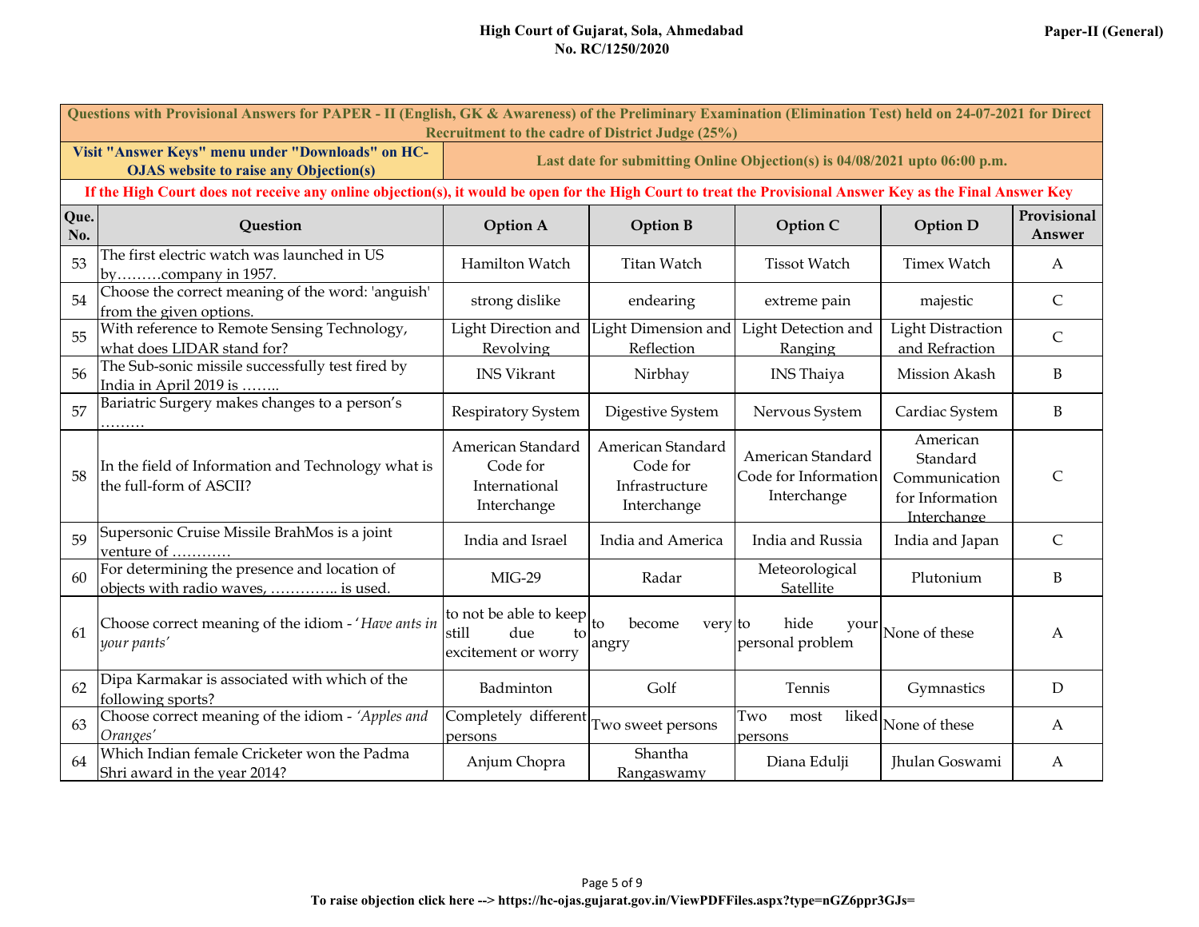**High Court of Gujarat, Sola, Ahmedabad**
**No. RC/1250/2020**

**Paper-II (General)**

**Questions with Provisional Answers for PAPER - II (English, GK & Awareness) of the Preliminary Examination (Elimination Test) held on 24-07-2021 for Direct Recruitment to the cadre of District Judge (25%)**

**Visit "Answer Keys" menu under "Downloads" on HC-OJAS website to raise any Objection(s)**

**Last date for submitting Online Objection(s) is 04/08/2021 upto 06:00 p.m.**

**If the High Court does not receive any online objection(s), it would be open for the High Court to treat the Provisional Answer Key as the Final Answer Key**

| Que. No. | Question | Option A | Option B | Option C | Option D | Provisional Answer |
|---|---|---|---|---|---|---|
| 53 | The first electric watch was launched in US by………company in 1957. | Hamilton Watch | Titan Watch | Tissot Watch | Timex Watch | A |
| 54 | Choose the correct meaning of the word: 'anguish' from the given options. | strong dislike | endearing | extreme pain | majestic | C |
| 55 | With reference to Remote Sensing Technology, what does LIDAR stand for? | Light Direction and Revolving | Light Dimension and Reflection | Light Detection and Ranging | Light Distraction and Refraction | C |
| 56 | The Sub-sonic missile successfully test fired by India in April 2019 is …….. | INS Vikrant | Nirbhay | INS Thaiya | Mission Akash | B |
| 57 | Bariatric Surgery makes changes to a person's ……… | Respiratory System | Digestive System | Nervous System | Cardiac System | B |
| 58 | In the field of Information and Technology what is the full-form of ASCII? | American Standard Code for International Interchange | American Standard Code for Infrastructure Interchange | American Standard Code for Information Interchange | American Standard Communication for Information Interchange | C |
| 59 | Supersonic Cruise Missile BrahMos is a joint venture of ………… | India and Israel | India and America | India and Russia | India and Japan | C |
| 60 | For determining the presence and location of objects with radio waves, ………….. is used. | MIG-29 | Radar | Meteorological Satellite | Plutonium | B |
| 61 | Choose correct meaning of the idiom - '*Have ants in your pants*' | to not be able to keep still due to excitement or worry | to become very angry | to hide your personal problem | None of these | A |
| 62 | Dipa Karmakar is associated with which of the following sports? | Badminton | Golf | Tennis | Gymnastics | D |
| 63 | Choose correct meaning of the idiom - *'Apples and Oranges'* | Completely different persons | Two sweet persons | Two most liked persons | None of these | A |
| 64 | Which Indian female Cricketer won the Padma Shri award in the year 2014? | Anjum Chopra | Shantha Rangaswamy | Diana Edulji | Jhulan Goswami | A |

**To raise objection click here --> https://hc-ojas.gujarat.gov.in/ViewPDFFiles.aspx?type=nGZ6ppr3GJs=**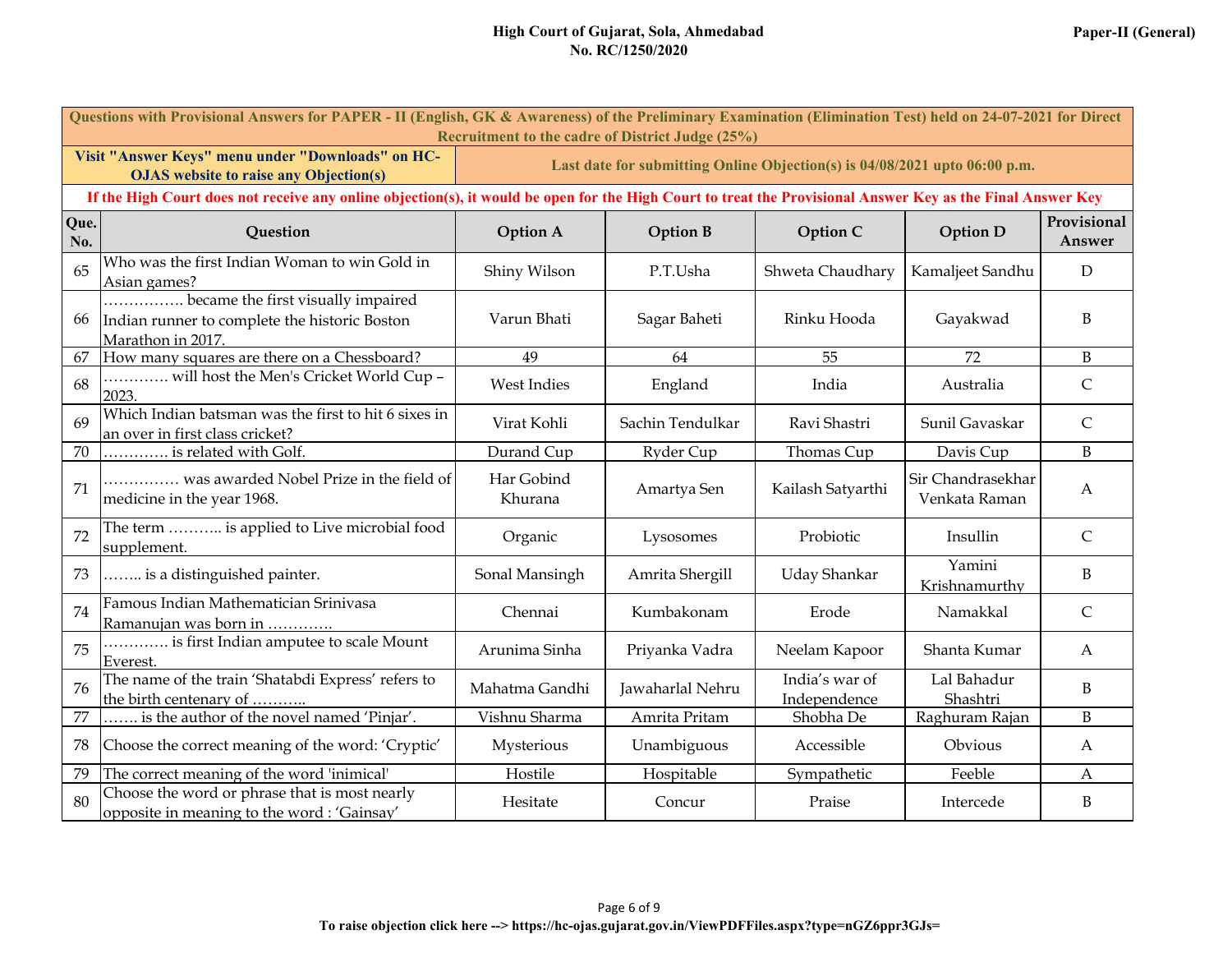High Court of Gujarat, Sola, Ahmedabad
No. RC/1250/2020

Paper-II (General)

| Questions with Provisional Answers for PAPER - II (English, GK & Awareness) of the Preliminary Examination (Elimination Test) held on 24-07-2021 for Direct Recruitment to the cadre of District Judge (25%) | | | | | | |
|---|---|---|---|---|---|---|
| Visit "Answer Keys" menu under "Downloads" on HC-OJAS website to raise any Objection(s) | | Last date for submitting Online Objection(s) is 04/08/2021 upto 06:00 p.m. | | | | |
| If the High Court does not receive any online objection(s), it would be open for the High Court to treat the Provisional Answer Key as the Final Answer Key | | | | | | |
| **Que. No.** | **Question** | **Option A** | **Option B** | **Option C** | **Option D** | **Provisional Answer** |
| 65 | Who was the first Indian Woman to win Gold in Asian games? | Shiny Wilson | P.T.Usha | Shweta Chaudhary | Kamaljeet Sandhu | D |
| 66 | ……………. became the first visually impaired Indian runner to complete the historic Boston Marathon in 2017. | Varun Bhati | Sagar Baheti | Rinku Hooda | Gayakwad | B |
| 67 | How many squares are there on a Chessboard? | 49 | 64 | 55 | 72 | B |
| 68 | ………… will host the Men's Cricket World Cup – 2023. | West Indies | England | India | Australia | C |
| 69 | Which Indian batsman was the first to hit 6 sixes in an over in first class cricket? | Virat Kohli | Sachin Tendulkar | Ravi Shastri | Sunil Gavaskar | C |
| 70 | ………… is related with Golf. | Durand Cup | Ryder Cup | Thomas Cup | Davis Cup | B |
| 71 | …………… was awarded Nobel Prize in the field of medicine in the year 1968. | Har Gobind Khurana | Amartya Sen | Kailash Satyarthi | Sir Chandrasekhar Venkata Raman | A |
| 72 | The term ……….. is applied to Live microbial food supplement. | Organic | Lysosomes | Probiotic | Insullin | C |
| 73 | …….. is a distinguished painter. | Sonal Mansingh | Amrita Shergill | Uday Shankar | Yamini Krishnamurthy | B |
| 74 | Famous Indian Mathematician Srinivasa Ramanujan was born in …………. | Chennai | Kumbakonam | Erode | Namakkal | C |
| 75 | ………… is first Indian amputee to scale Mount Everest. | Arunima Sinha | Priyanka Vadra | Neelam Kapoor | Shanta Kumar | A |
| 76 | The name of the train 'Shatabdi Express' refers to the birth centenary of ……….. | Mahatma Gandhi | Jawaharlal Nehru | India's war of Independence | Lal Bahadur Shashtri | B |
| 77 | ……. is the author of the novel named 'Pinjar'. | Vishnu Sharma | Amrita Pritam | Shobha De | Raghuram Rajan | B |
| 78 | Choose the correct meaning of the word: 'Cryptic' | Mysterious | Unambiguous | Accessible | Obvious | A |
| 79 | The correct meaning of the word 'inimical' | Hostile | Hospitable | Sympathetic | Feeble | A |
| 80 | Choose the word or phrase that is most nearly opposite in meaning to the word : 'Gainsay' | Hesitate | Concur | Praise | Intercede | B |

To raise objection click here --> https://hc-ojas.gujarat.gov.in/ViewPDFFiles.aspx?type=nGZ6ppr3GJs=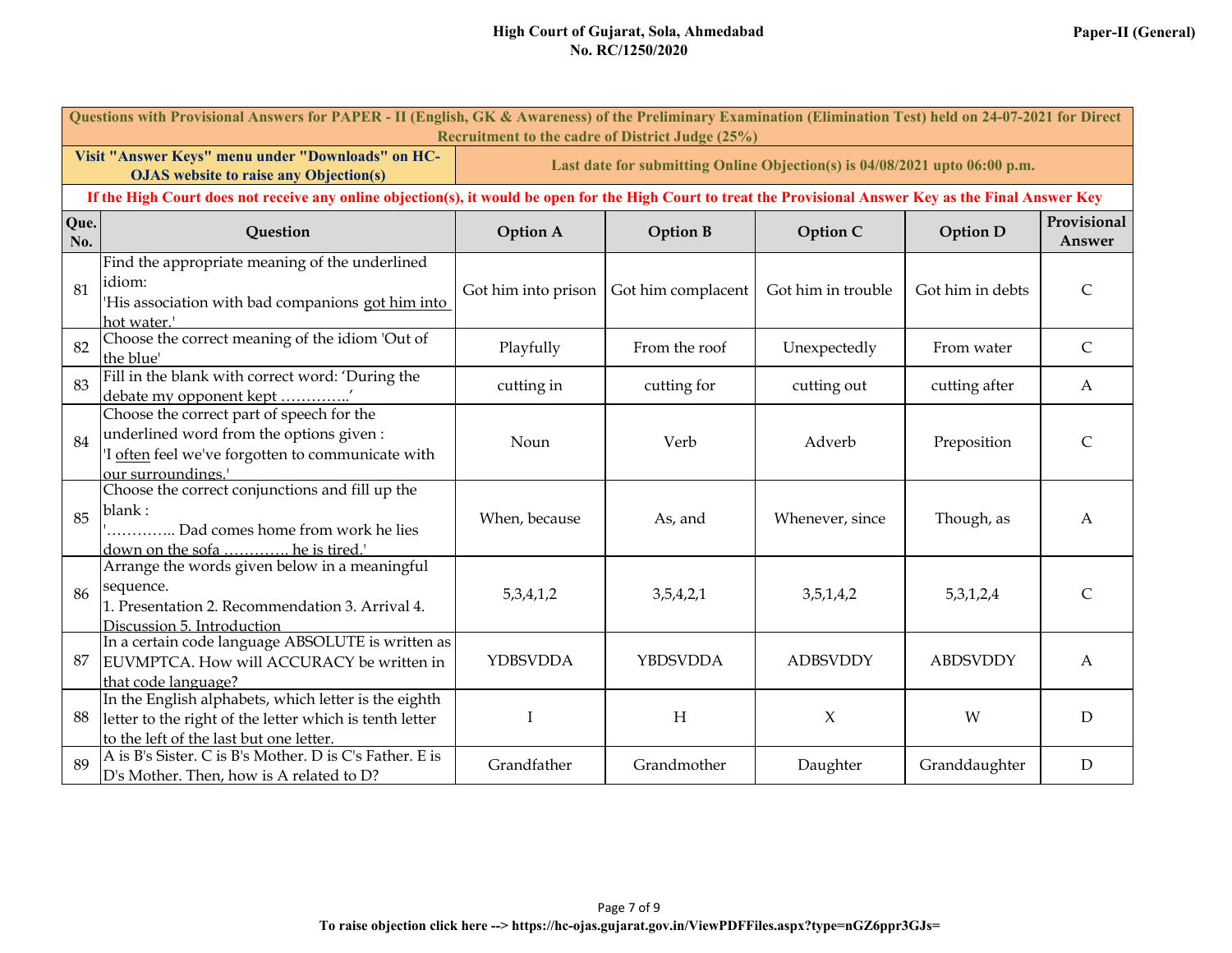**High Court of Gujarat, Sola, Ahmedabad**
**No. RC/1250/2020**

**Paper-II (General)**

| Questions with Provisional Answers for PAPER - II (English, GK & Awareness) of the Preliminary Examination (Elimination Test) held on 24-07-2021 for Direct Recruitment to the cadre of District Judge (25%) | | | | | | |
|---|---|---|---|---|---|---|
| Visit "Answer Keys" menu under "Downloads" on HC-OJAS website to raise any Objection(s) | | Last date for submitting Online Objection(s) is 04/08/2021 upto 06:00 p.m. | | | | |
| If the High Court does not receive any online objection(s), it would be open for the High Court to treat the Provisional Answer Key as the Final Answer Key | | | | | | |
| **Que. No.** | **Question** | **Option A** | **Option B** | **Option C** | **Option D** | **Provisional Answer** |
| 81 | Find the appropriate meaning of the underlined idiom: 'His association with bad companions <u>got him into hot water.</u>' | Got him into prison | Got him complacent | Got him in trouble | Got him in debts | C |
| 82 | Choose the correct meaning of the idiom 'Out of the blue' | Playfully | From the roof | Unexpectedly | From water | C |
| 83 | Fill in the blank with correct word: 'During the debate my opponent kept …………..' | cutting in | cutting for | cutting out | cutting after | A |
| 84 | Choose the correct part of speech for the underlined word from the options given : 'I <u>often</u> feel we've forgotten to communicate with our surroundings.' | Noun | Verb | Adverb | Preposition | C |
| 85 | Choose the correct conjunctions and fill up the blank : '………….. Dad comes home from work he lies down on the sofa …………. he is tired.' | When, because | As, and | Whenever, since | Though, as | A |
| 86 | Arrange the words given below in a meaningful sequence. 1. Presentation 2. Recommendation 3. Arrival 4. Discussion 5. Introduction | 5,3,4,1,2 | 3,5,4,2,1 | 3,5,1,4,2 | 5,3,1,2,4 | C |
| 87 | In a certain code language ABSOLUTE is written as EUVMPTCA. How will ACCURACY be written in that code language? | YDBSVDDA | YBDSVDDA | ADBSVDDY | ABDSVDDY | A |
| 88 | In the English alphabets, which letter is the eighth letter to the right of the letter which is tenth letter to the left of the last but one letter. | I | H | X | W | D |
| 89 | A is B's Sister. C is B's Mother. D is C's Father. E is D's Mother. Then, how is A related to D? | Grandfather | Grandmother | Daughter | Granddaughter | D |

**To raise objection click here --> https://hc-ojas.gujarat.gov.in/ViewPDFFiles.aspx?type=nGZ6ppr3GJs=**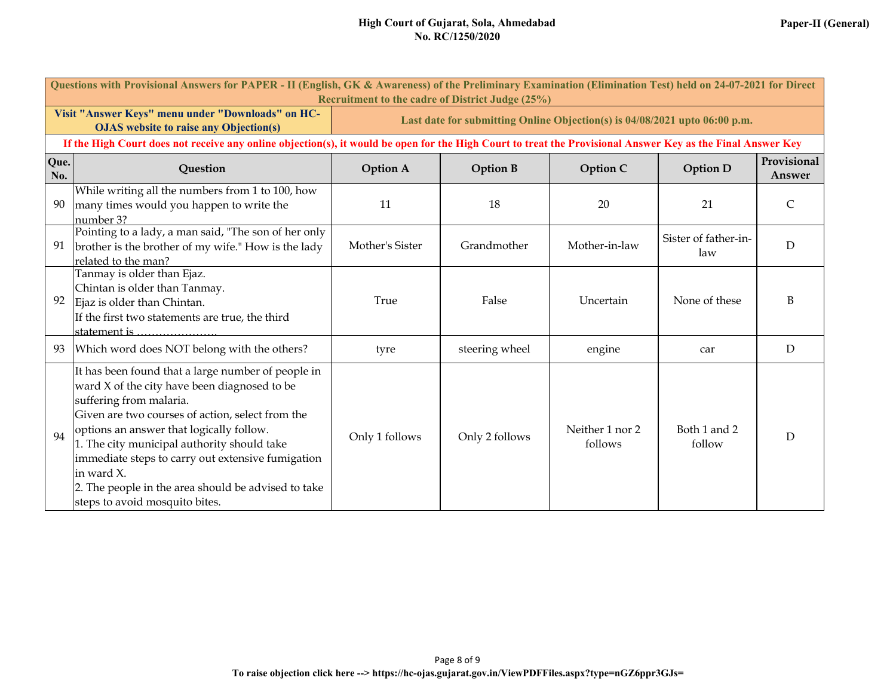**High Court of Gujarat, Sola, Ahmedabad**
**No. RC/1250/2020**

**Paper-II (General)**

| Questions with Provisional Answers for PAPER - II (English, GK & Awareness) of the Preliminary Examination (Elimination Test) held on 24-07-2021 for Direct Recruitment to the cadre of District Judge (25%) | | | | | | |
|---|---|---|---|---|---|---|
| Visit "Answer Keys" menu under "Downloads" on HC-OJAS website to raise any Objection(s) | | Last date for submitting Online Objection(s) is 04/08/2021 upto 06:00 p.m. | | | | |
| If the High Court does not receive any online objection(s), it would be open for the High Court to treat the Provisional Answer Key as the Final Answer Key | | | | | | |
| **Que. No.** | **Question** | **Option A** | **Option B** | **Option C** | **Option D** | **Provisional Answer** |
| 90 | While writing all the numbers from 1 to 100, how many times would you happen to write the number 3? | 11 | 18 | 20 | 21 | C |
| 91 | Pointing to a lady, a man said, "The son of her only brother is the brother of my wife." How is the lady related to the man? | Mother's Sister | Grandmother | Mother-in-law | Sister of father-in-law | D |
| 92 | Tanmay is older than Ejaz.<br>Chintan is older than Tanmay.<br>Ejaz is older than Chintan.<br>If the first two statements are true, the third statement is ………………… | True | False | Uncertain | None of these | B |
| 93 | Which word does NOT belong with the others? | tyre | steering wheel | engine | car | D |
| 94 | It has been found that a large number of people in ward X of the city have been diagnosed to be suffering from malaria.<br>Given are two courses of action, select from the options an answer that logically follow.<br>1. The city municipal authority should take immediate steps to carry out extensive fumigation in ward X.<br>2. The people in the area should be advised to take steps to avoid mosquito bites. | Only 1 follows | Only 2 follows | Neither 1 nor 2 follows | Both 1 and 2 follow | D |

**To raise objection click here --> https://hc-ojas.gujarat.gov.in/ViewPDFFiles.aspx?type=nGZ6ppr3GJs=**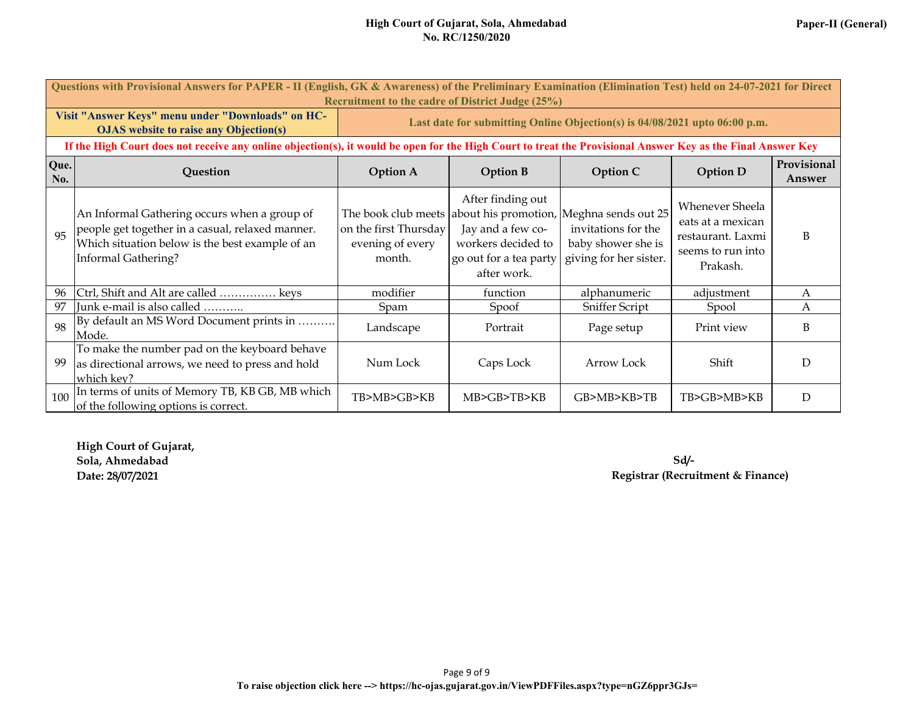**High Court of Gujarat, Sola, Ahmedabad**
**No. RC/1250/2020**

**Paper-II (General)**

**Questions with Provisional Answers for PAPER - II (English, GK & Awareness) of the Preliminary Examination (Elimination Test) held on 24-07-2021 for Direct Recruitment to the cadre of District Judge (25%)**

**Visit "Answer Keys" menu under "Downloads" on HC-OJAS website to raise any Objection(s)**

**Last date for submitting Online Objection(s) is 04/08/2021 upto 06:00 p.m.**

**If the High Court does not receive any online objection(s), it would be open for the High Court to treat the Provisional Answer Key as the Final Answer Key**

| Que. No. | Question | Option A | Option B | Option C | Option D | Provisional Answer |
|---|---|---|---|---|---|---|
| 95 | An Informal Gathering occurs when a group of people get together in a casual, relaxed manner. Which situation below is the best example of an Informal Gathering? | The book club meets on the first Thursday evening of every month. | After finding out about his promotion, Jay and a few co-workers decided to go out for a tea party after work. | Meghna sends out 25 invitations for the baby shower she is giving for her sister. | Whenever Sheela eats at a mexican restaurant. Laxmi seems to run into Prakash. | B |
| 96 | Ctrl, Shift and Alt are called …………… keys | modifier | function | alphanumeric | adjustment | A |
| 97 | Junk e-mail is also called ……….. | Spam | Spoof | Sniffer Script | Spool | A |
| 98 | By default an MS Word Document prints in ………. Mode. | Landscape | Portrait | Page setup | Print view | B |
| 99 | To make the number pad on the keyboard behave as directional arrows, we need to press and hold which key? | Num Lock | Caps Lock | Arrow Lock | Shift | D |
| 100 | In terms of units of Memory TB, KB GB, MB which of the following options is correct. | TB>MB>GB>KB | MB>GB>TB>KB | GB>MB>KB>TB | TB>GB>MB>KB | D |

**High Court of Gujarat,**
**Sola, Ahmedabad**
**Date: 28/07/2021**

**Sd/-**
**Registrar (Recruitment & Finance)**

**To raise objection click here --> https://hc-ojas.gujarat.gov.in/ViewPDFFiles.aspx?type=nGZ6ppr3GJs=**